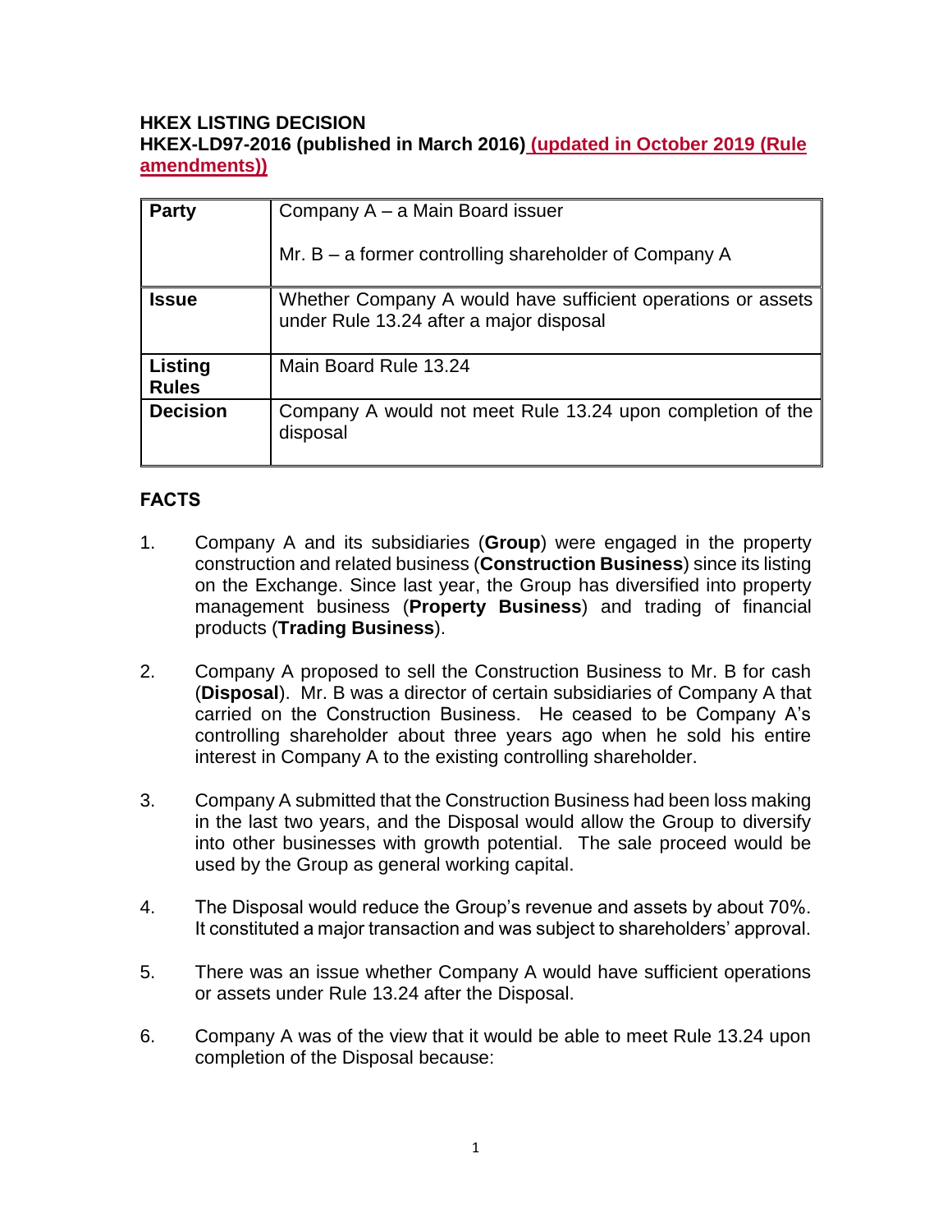**HKEX LISTING DECISION**
**HKEX-LD97-2016 (published in March 2016) (updated in October 2019 (Rule amendments))**

| Party | Company A – a Main Board issuer<br><br>Mr. B – a former controlling shareholder of Company A |
|---|---|
| **Issue** | Whether Company A would have sufficient operations or assets under Rule 13.24 after a major disposal |
| **Listing Rules** | Main Board Rule 13.24 |
| **Decision** | Company A would not meet Rule 13.24 upon completion of the disposal |

## FACTS

1. Company A and its subsidiaries (**Group**) were engaged in the property construction and related business (**Construction Business**) since its listing on the Exchange. Since last year, the Group has diversified into property management business (**Property Business**) and trading of financial products (**Trading Business**).

2. Company A proposed to sell the Construction Business to Mr. B for cash (**Disposal**). Mr. B was a director of certain subsidiaries of Company A that carried on the Construction Business. He ceased to be Company A's controlling shareholder about three years ago when he sold his entire interest in Company A to the existing controlling shareholder.

3. Company A submitted that the Construction Business had been loss making in the last two years, and the Disposal would allow the Group to diversify into other businesses with growth potential. The sale proceed would be used by the Group as general working capital.

4. The Disposal would reduce the Group's revenue and assets by about 70%. It constituted a major transaction and was subject to shareholders' approval.

5. There was an issue whether Company A would have sufficient operations or assets under Rule 13.24 after the Disposal.

6. Company A was of the view that it would be able to meet Rule 13.24 upon completion of the Disposal because: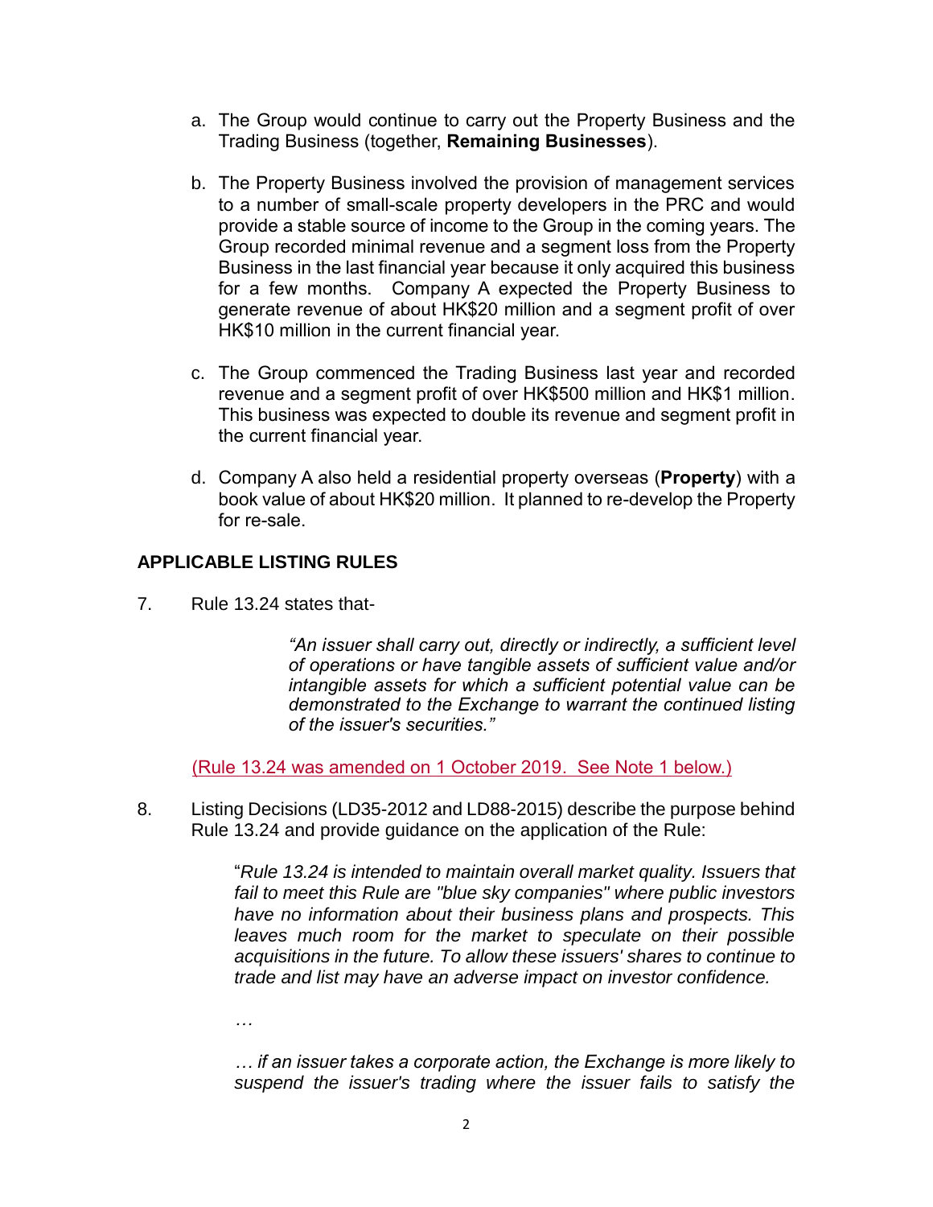a. The Group would continue to carry out the Property Business and the Trading Business (together, **Remaining Businesses**).

b. The Property Business involved the provision of management services to a number of small-scale property developers in the PRC and would provide a stable source of income to the Group in the coming years. The Group recorded minimal revenue and a segment loss from the Property Business in the last financial year because it only acquired this business for a few months. Company A expected the Property Business to generate revenue of about HK$20 million and a segment profit of over HK$10 million in the current financial year.

c. The Group commenced the Trading Business last year and recorded revenue and a segment profit of over HK$500 million and HK$1 million. This business was expected to double its revenue and segment profit in the current financial year.

d. Company A also held a residential property overseas (**Property**) with a book value of about HK$20 million. It planned to re-develop the Property for re-sale.

## APPLICABLE LISTING RULES

7. Rule 13.24 states that-

> *"An issuer shall carry out, directly or indirectly, a sufficient level of operations or have tangible assets of sufficient value and/or intangible assets for which a sufficient potential value can be demonstrated to the Exchange to warrant the continued listing of the issuer's securities."*

(Rule 13.24 was amended on 1 October 2019. See Note 1 below.)

8. Listing Decisions (LD35-2012 and LD88-2015) describe the purpose behind Rule 13.24 and provide guidance on the application of the Rule:

> "*Rule 13.24 is intended to maintain overall market quality. Issuers that fail to meet this Rule are "blue sky companies" where public investors have no information about their business plans and prospects. This leaves much room for the market to speculate on their possible acquisitions in the future. To allow these issuers' shares to continue to trade and list may have an adverse impact on investor confidence.*
>
> *…*
>
> *… if an issuer takes a corporate action, the Exchange is more likely to suspend the issuer's trading where the issuer fails to satisfy the*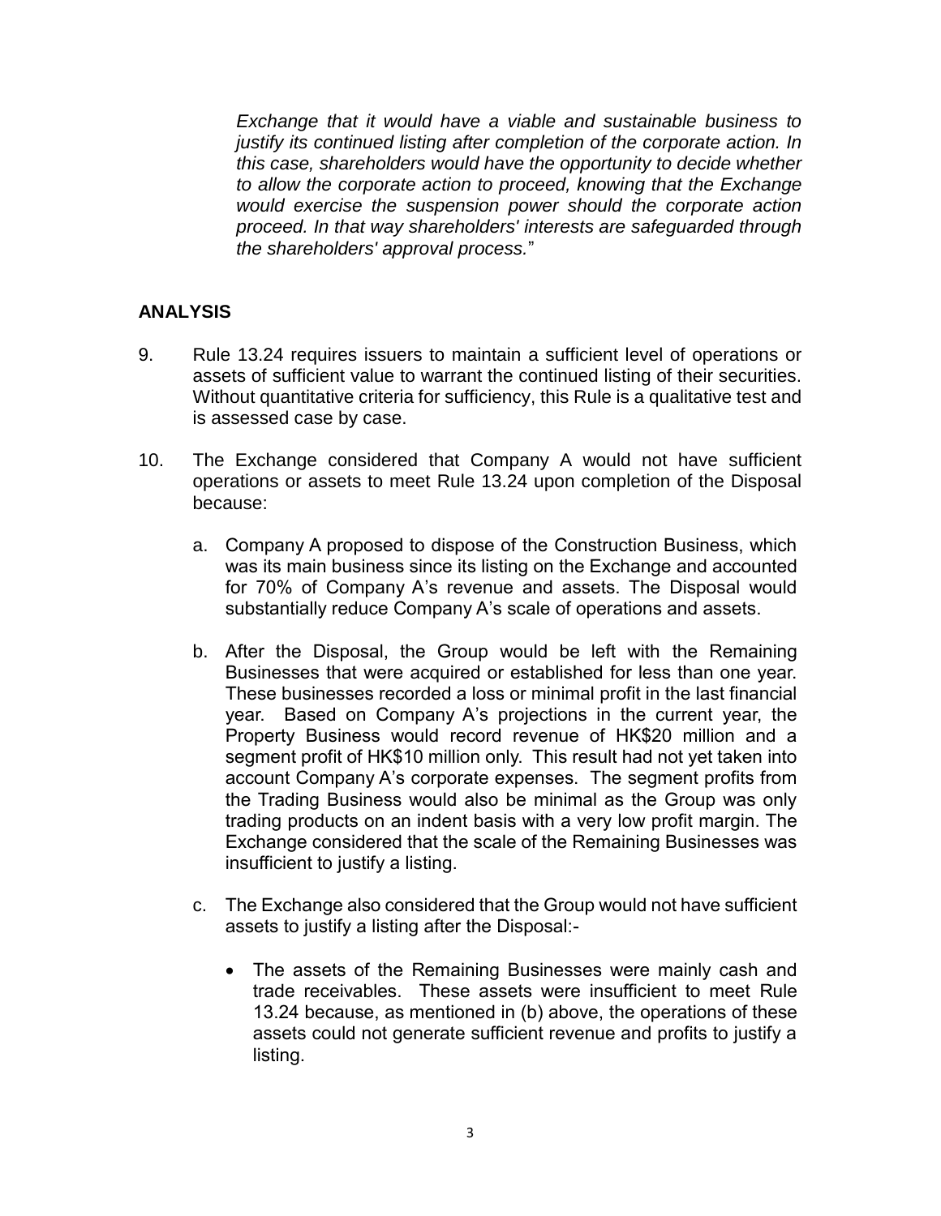*Exchange that it would have a viable and sustainable business to justify its continued listing after completion of the corporate action. In this case, shareholders would have the opportunity to decide whether to allow the corporate action to proceed, knowing that the Exchange would exercise the suspension power should the corporate action proceed. In that way shareholders' interests are safeguarded through the shareholders' approval process.*"

## ANALYSIS

9. Rule 13.24 requires issuers to maintain a sufficient level of operations or assets of sufficient value to warrant the continued listing of their securities. Without quantitative criteria for sufficiency, this Rule is a qualitative test and is assessed case by case.

10. The Exchange considered that Company A would not have sufficient operations or assets to meet Rule 13.24 upon completion of the Disposal because:

    a. Company A proposed to dispose of the Construction Business, which was its main business since its listing on the Exchange and accounted for 70% of Company A's revenue and assets. The Disposal would substantially reduce Company A's scale of operations and assets.

    b. After the Disposal, the Group would be left with the Remaining Businesses that were acquired or established for less than one year. These businesses recorded a loss or minimal profit in the last financial year. Based on Company A's projections in the current year, the Property Business would record revenue of HK$20 million and a segment profit of HK$10 million only. This result had not yet taken into account Company A's corporate expenses. The segment profits from the Trading Business would also be minimal as the Group was only trading products on an indent basis with a very low profit margin. The Exchange considered that the scale of the Remaining Businesses was insufficient to justify a listing.

    c. The Exchange also considered that the Group would not have sufficient assets to justify a listing after the Disposal:-

        - The assets of the Remaining Businesses were mainly cash and trade receivables. These assets were insufficient to meet Rule 13.24 because, as mentioned in (b) above, the operations of these assets could not generate sufficient revenue and profits to justify a listing.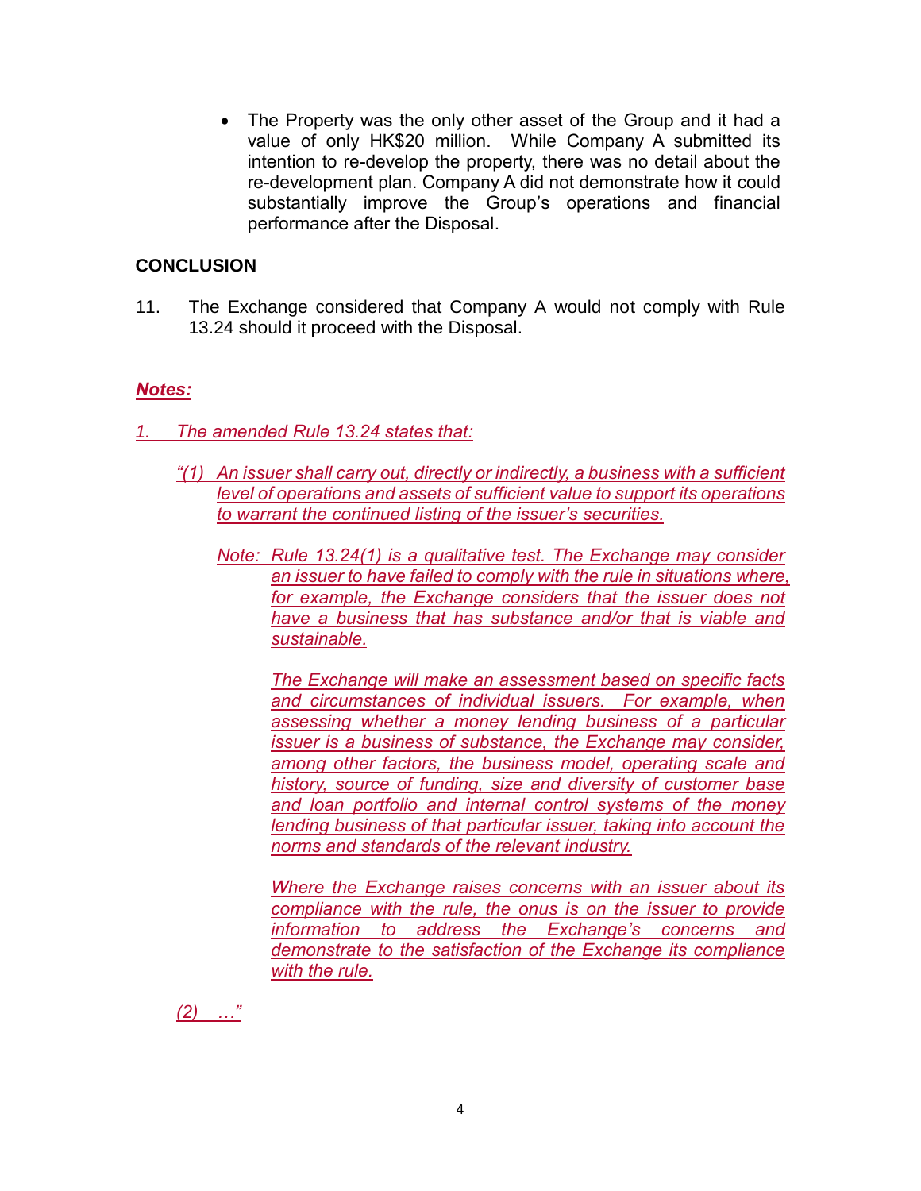- The Property was the only other asset of the Group and it had a value of only HK$20 million. While Company A submitted its intention to re-develop the property, there was no detail about the re-development plan. Company A did not demonstrate how it could substantially improve the Group's operations and financial performance after the Disposal.

## CONCLUSION

11. The Exchange considered that Company A would not comply with Rule 13.24 should it proceed with the Disposal.

***Notes:***

*1. The amended Rule 13.24 states that:*

> *"(1) An issuer shall carry out, directly or indirectly, a business with a sufficient level of operations and assets of sufficient value to support its operations to warrant the continued listing of the issuer's securities.*
>
> *Note: Rule 13.24(1) is a qualitative test. The Exchange may consider an issuer to have failed to comply with the rule in situations where, for example, the Exchange considers that the issuer does not have a business that has substance and/or that is viable and sustainable.*
>
> *The Exchange will make an assessment based on specific facts and circumstances of individual issuers. For example, when assessing whether a money lending business of a particular issuer is a business of substance, the Exchange may consider, among other factors, the business model, operating scale and history, source of funding, size and diversity of customer base and loan portfolio and internal control systems of the money lending business of that particular issuer, taking into account the norms and standards of the relevant industry.*
>
> *Where the Exchange raises concerns with an issuer about its compliance with the rule, the onus is on the issuer to provide information to address the Exchange's concerns and demonstrate to the satisfaction of the Exchange its compliance with the rule.*
>
> *(2) …"*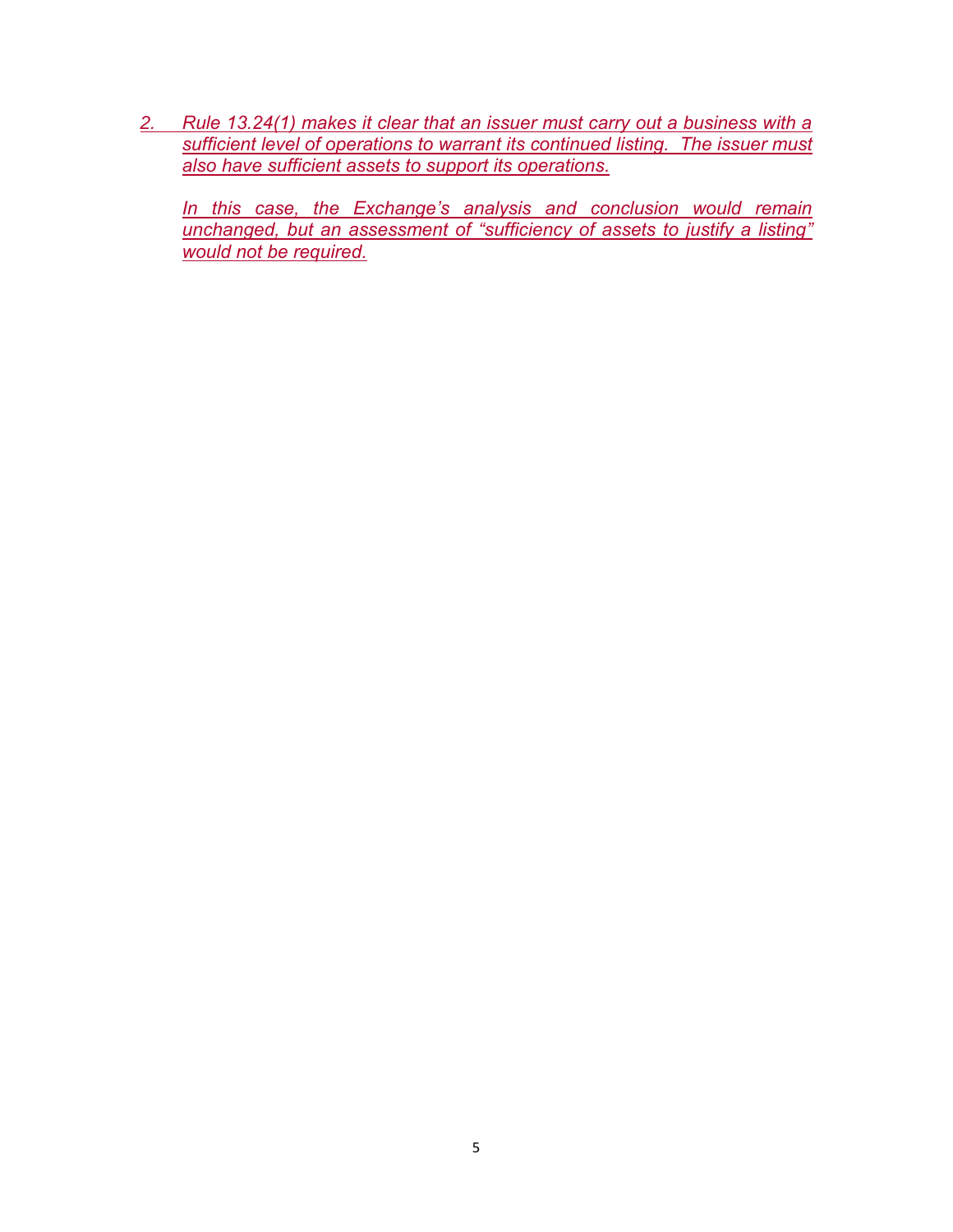*2. Rule 13.24(1) makes it clear that an issuer must carry out a business with a sufficient level of operations to warrant its continued listing. The issuer must also have sufficient assets to support its operations.*

*In this case, the Exchange's analysis and conclusion would remain unchanged, but an assessment of "sufficiency of assets to justify a listing" would not be required.*